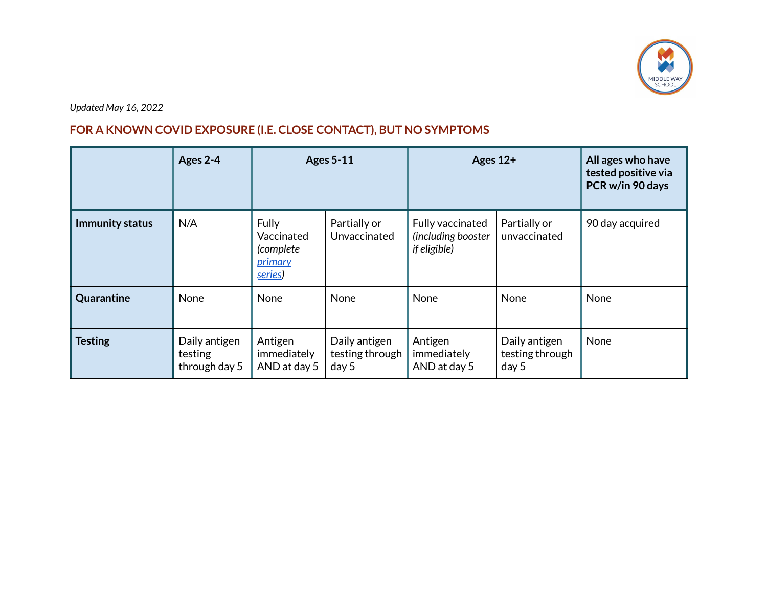*Updated May 16, 2022*

## FOR A KNOWN COVID EXPOSURE (I.E. CLOSE CONTACT), BUT NO SYMPTOMS

| | Ages 2-4 | Ages 5-11 | | Ages 12+ | | All ages who have tested positive via PCR w/in 90 days |
|---|---|---|---|---|---|---|
| **Immunity status** | N/A | Fully Vaccinated *(complete primary series)* | Partially or Unvaccinated | Fully vaccinated *(including booster if eligible)* | Partially or unvaccinated | 90 day acquired |
| **Quarantine** | None | None | None | None | None | None |
| **Testing** | Daily antigen testing through day 5 | Antigen immediately AND at day 5 | Daily antigen testing through day 5 | Antigen immediately AND at day 5 | Daily antigen testing through day 5 | None |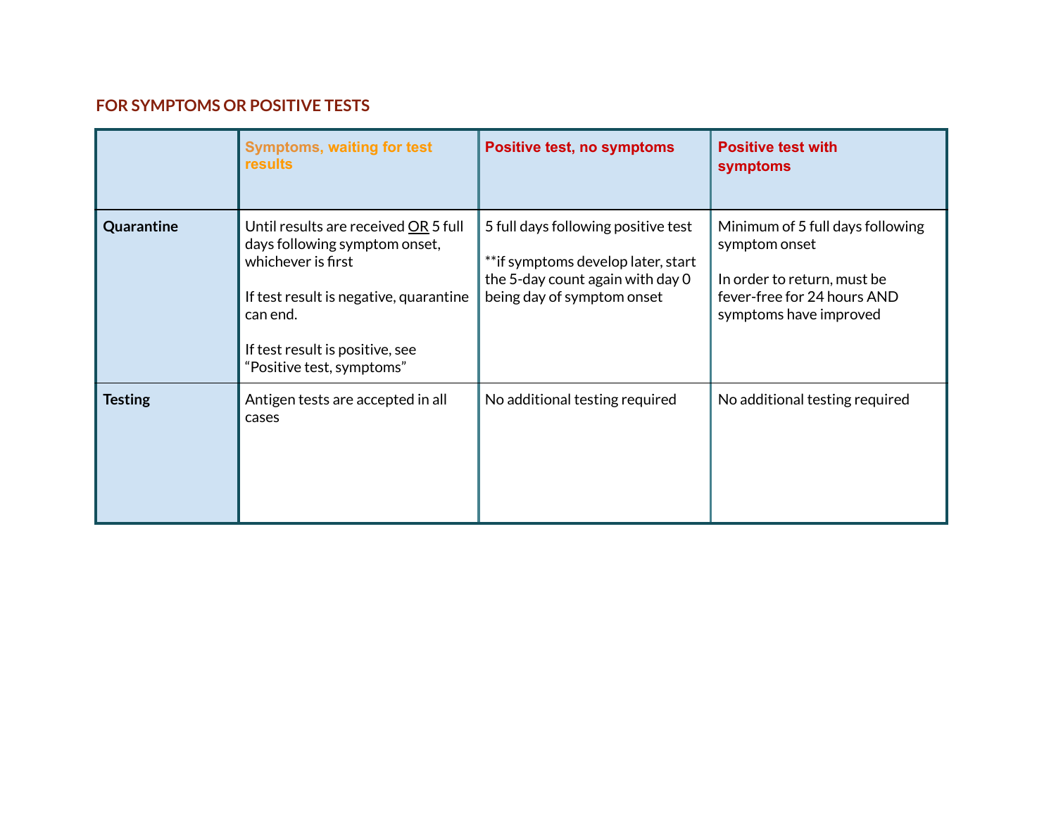## FOR SYMPTOMS OR POSITIVE TESTS

| | Symptoms, waiting for test results | Positive test, no symptoms | Positive test with symptoms |
|---|---|---|---|
| **Quarantine** | Until results are received OR 5 full days following symptom onset, whichever is first<br><br>If test result is negative, quarantine can end.<br><br>If test result is positive, see "Positive test, symptoms" | 5 full days following positive test<br><br>**if symptoms develop later, start the 5-day count again with day 0 being day of symptom onset | Minimum of 5 full days following symptom onset<br><br>In order to return, must be fever-free for 24 hours AND symptoms have improved |
| **Testing** | Antigen tests are accepted in all cases | No additional testing required | No additional testing required |